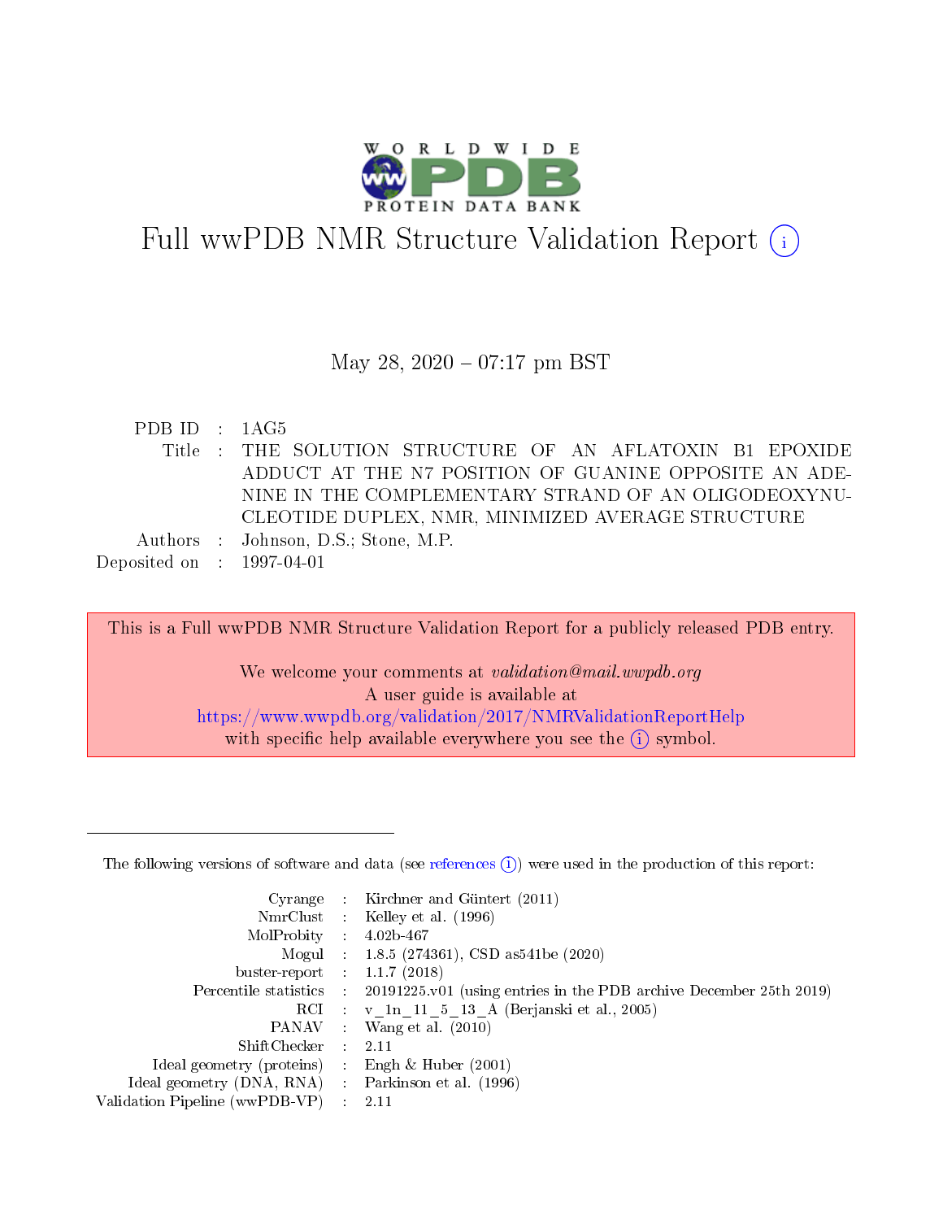# Full wwPDB NMR Structure Validation Report (i)

May 28, 2020 – 07:17 pm BST

| | | |
|---|---|---|
| PDB ID | : | 1AG5 |
| Title | : | THE SOLUTION STRUCTURE OF AN AFLATOXIN B1 EPOXIDE ADDUCT AT THE N7 POSITION OF GUANINE OPPOSITE AN ADENINE IN THE COMPLEMENTARY STRAND OF AN OLIGODEOXYNUCLEOTIDE DUPLEX, NMR, MINIMIZED AVERAGE STRUCTURE |
| Authors | : | Johnson, D.S.; Stone, M.P. |
| Deposited on | : | 1997-04-01 |

This is a Full wwPDB NMR Structure Validation Report for a publicly released PDB entry.

We welcome your comments at *validation@mail.wwpdb.org*
A user guide is available at
https://www.wwpdb.org/validation/2017/NMRValidationReportHelp
with specific help available everywhere you see the (i) symbol.

---

The following versions of software and data (see references (i)) were used in the production of this report:

| | | |
|---|---|---|
| Cyrange | : | Kirchner and Güntert (2011) |
| NmrClust | : | Kelley et al. (1996) |
| MolProbity | : | 4.02b-467 |
| Mogul | : | 1.8.5 (274361), CSD as541be (2020) |
| buster-report | : | 1.1.7 (2018) |
| Percentile statistics | : | 20191225.v01 (using entries in the PDB archive December 25th 2019) |
| RCI | : | v_1n_11_5_13_A (Berjanski et al., 2005) |
| PANAV | : | Wang et al. (2010) |
| ShiftChecker | : | 2.11 |
| Ideal geometry (proteins) | : | Engh & Huber (2001) |
| Ideal geometry (DNA, RNA) | : | Parkinson et al. (1996) |
| Validation Pipeline (wwPDB-VP) | : | 2.11 |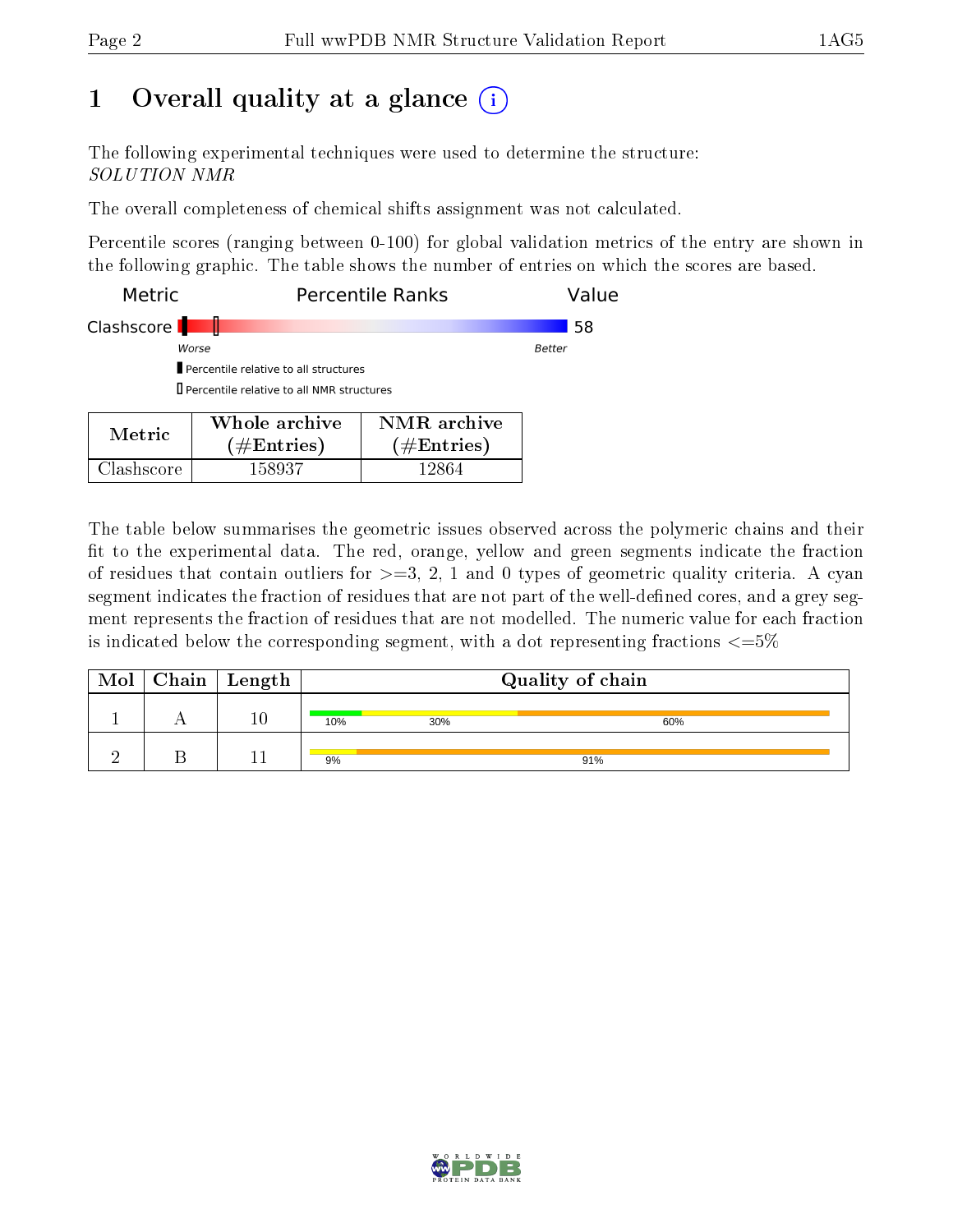# 1 Overall quality at a glance (i)

The following experimental techniques were used to determine the structure:
*SOLUTION NMR*

The overall completeness of chemical shifts assignment was not calculated.

Percentile scores (ranging between 0-100) for global validation metrics of the entry are shown in the following graphic. The table shows the number of entries on which the scores are based.

| Metric | Percentile Ranks | Value |
|---|---|---|
| Clashscore | | 58 |

Worse — Better

- Percentile relative to all structures
- Percentile relative to all NMR structures

| Metric | Whole archive (#Entries) | NMR archive (#Entries) |
|---|---|---|
| Clashscore | 158937 | 12864 |

The table below summarises the geometric issues observed across the polymeric chains and their fit to the experimental data. The red, orange, yellow and green segments indicate the fraction of residues that contain outliers for >=3, 2, 1 and 0 types of geometric quality criteria. A cyan segment indicates the fraction of residues that are not part of the well-defined cores, and a grey segment represents the fraction of residues that are not modelled. The numeric value for each fraction is indicated below the corresponding segment, with a dot representing fractions <=5%

| Mol | Chain | Length | Quality of chain |
|---|---|---|---|
| 1 | A | 10 | 10% 30% 60% |
| 2 | B | 11 | 9% 91% |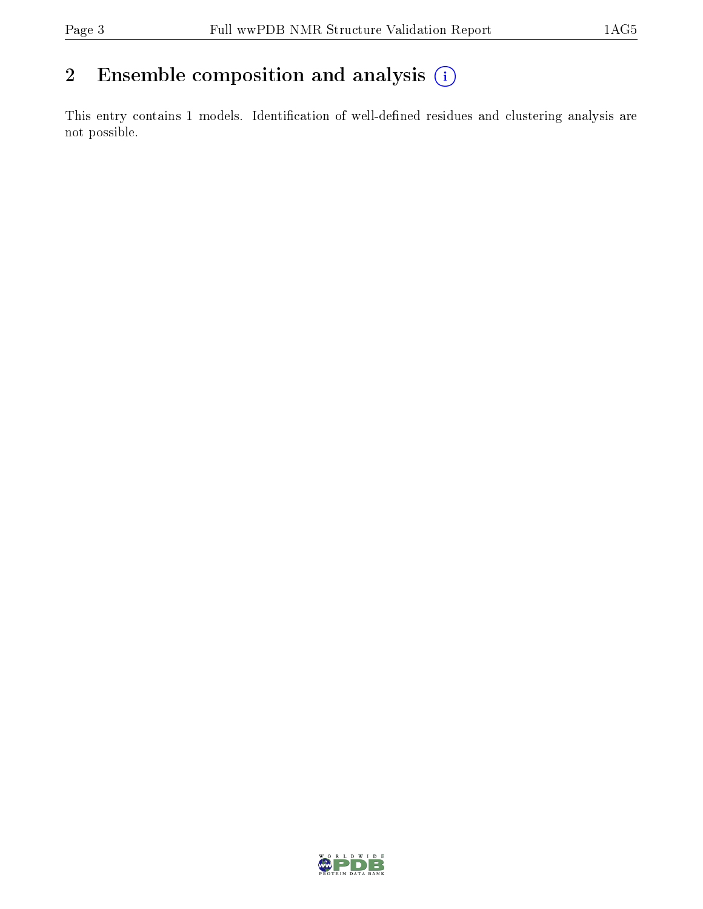## 2 Ensemble composition and analysis

This entry contains 1 models. Identification of well-defined residues and clustering analysis are not possible.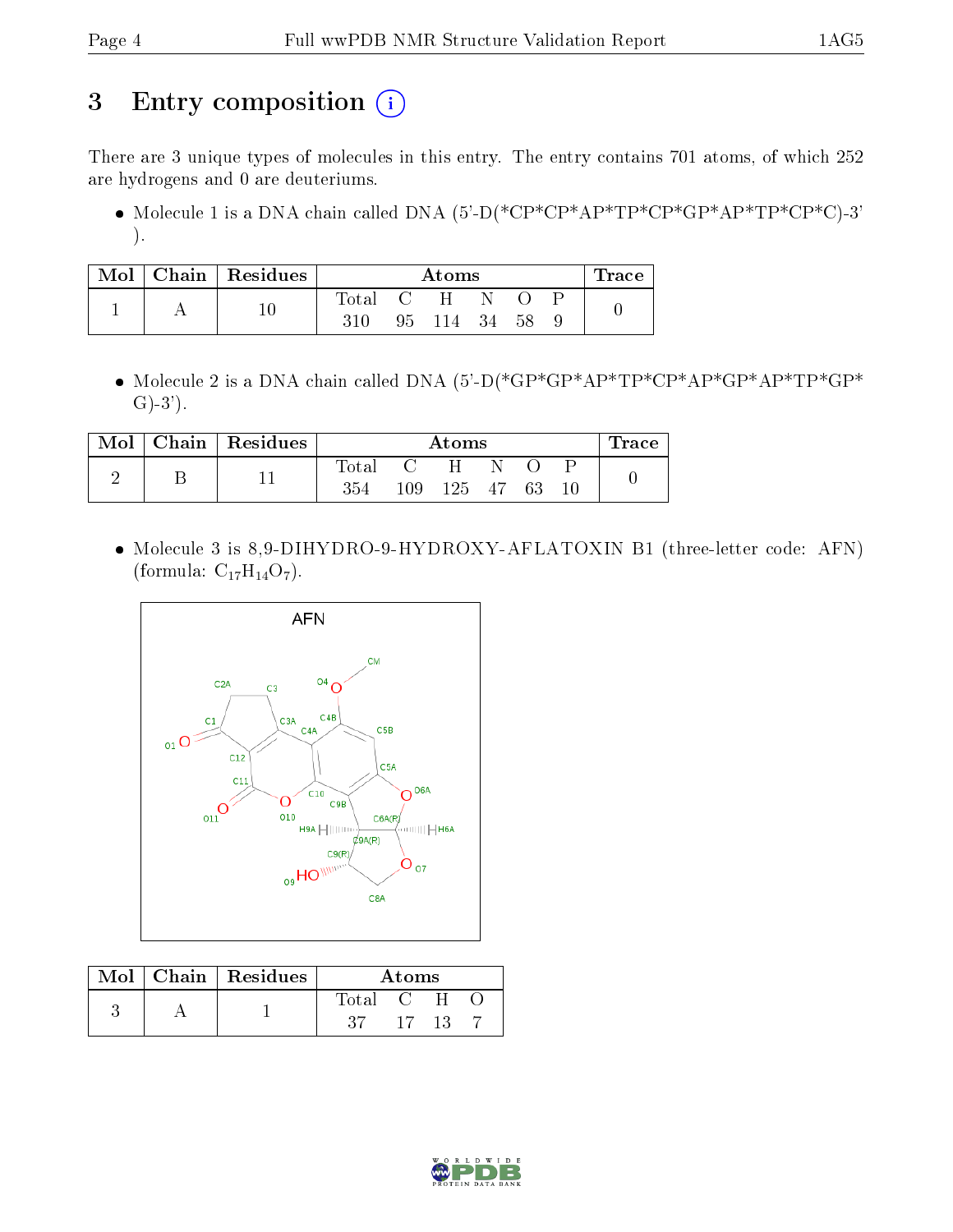# 3 Entry composition

There are 3 unique types of molecules in this entry. The entry contains 701 atoms, of which 252 are hydrogens and 0 are deuteriums.

- Molecule 1 is a DNA chain called DNA (5'-D(*CP*CP*AP*TP*CP*GP*AP*TP*CP*C)-3' ).

| Mol | Chain | Residues | Atoms | | | | | | Trace |
|---|---|---|---|---|---|---|---|---|---|
| | | | Total | C | H | N | O | P | |
| 1 | A | 10 | 310 | 95 | 114 | 34 | 58 | 9 | 0 |

- Molecule 2 is a DNA chain called DNA (5'-D(*GP*GP*AP*TP*CP*AP*GP*AP*TP*GP*G)-3').

| Mol | Chain | Residues | Atoms | | | | | | Trace |
|---|---|---|---|---|---|---|---|---|---|
| | | | Total | C | H | N | O | P | |
| 2 | B | 11 | 354 | 109 | 125 | 47 | 63 | 10 | 0 |

- Molecule 3 is 8,9-DIHYDRO-9-HYDROXY-AFLATOXIN B1 (three-letter code: AFN) (formula: $C_{17}H_{14}O_7$).

| Mol | Chain | Residues | Atoms | | | |
|---|---|---|---|---|---|---|
| | | | Total | C | H | O |
| 3 | A | 1 | 37 | 17 | 13 | 7 |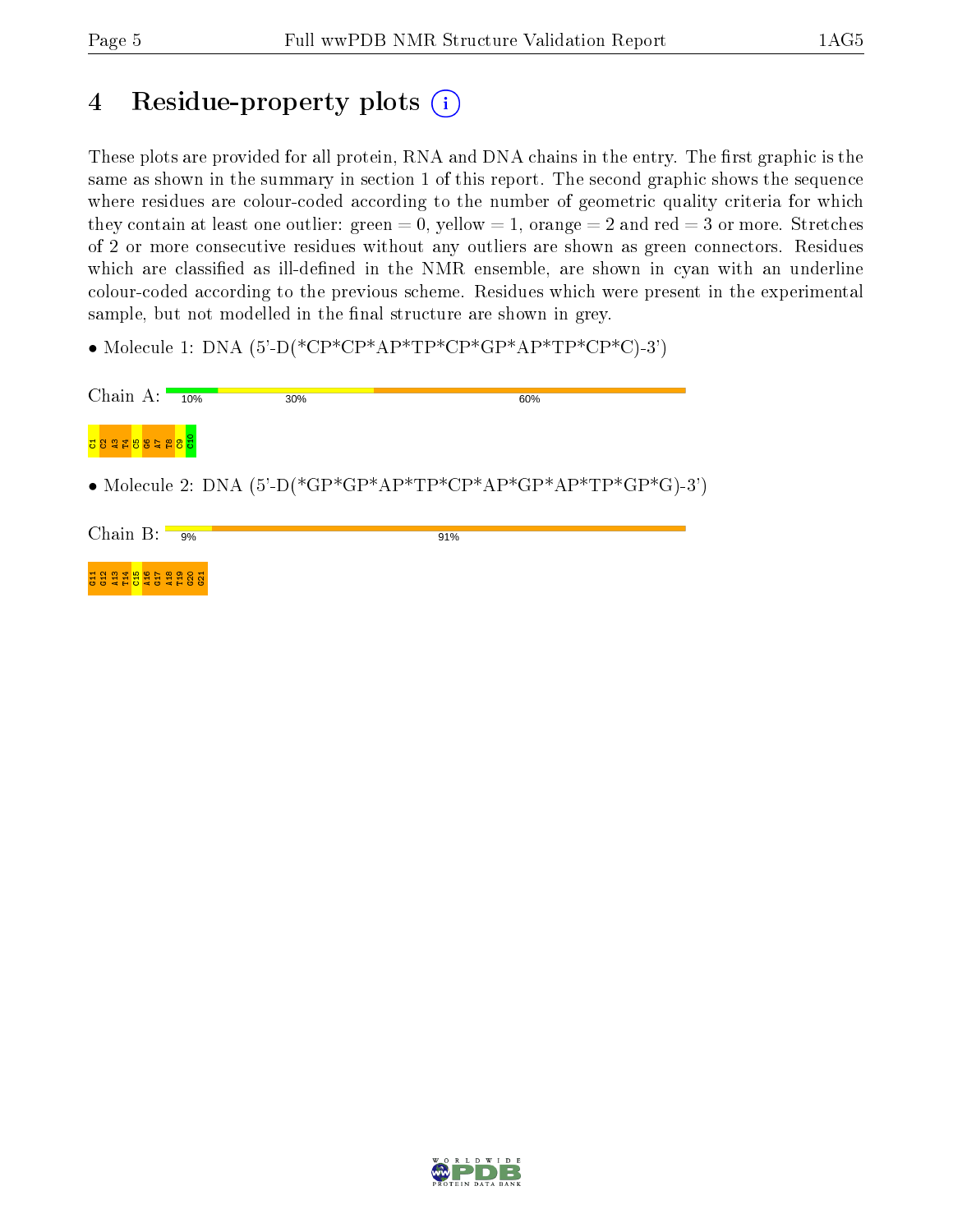# 4 Residue-property plots

These plots are provided for all protein, RNA and DNA chains in the entry. The first graphic is the same as shown in the summary in section 1 of this report. The second graphic shows the sequence where residues are colour-coded according to the number of geometric quality criteria for which they contain at least one outlier: green = 0, yellow = 1, orange = 2 and red = 3 or more. Stretches of 2 or more consecutive residues without any outliers are shown as green connectors. Residues which are classified as ill-defined in the NMR ensemble, are shown in cyan with an underline colour-coded according to the previous scheme. Residues which were present in the experimental sample, but not modelled in the final structure are shown in grey.

- Molecule 1: DNA (5'-D(*CP*CP*AP*TP*CP*GP*AP*TP*CP*C)-3')

Chain A: 10% 30% 60%

C1 C2 A3 T4 C5 G6 A7 T8 C9 C10

- Molecule 2: DNA (5'-D(*GP*GP*AP*TP*CP*AP*GP*AP*TP*GP*G)-3')

Chain B: 9% 91%

G11 G12 A13 T14 C15 A16 G17 A18 T19 G20 G21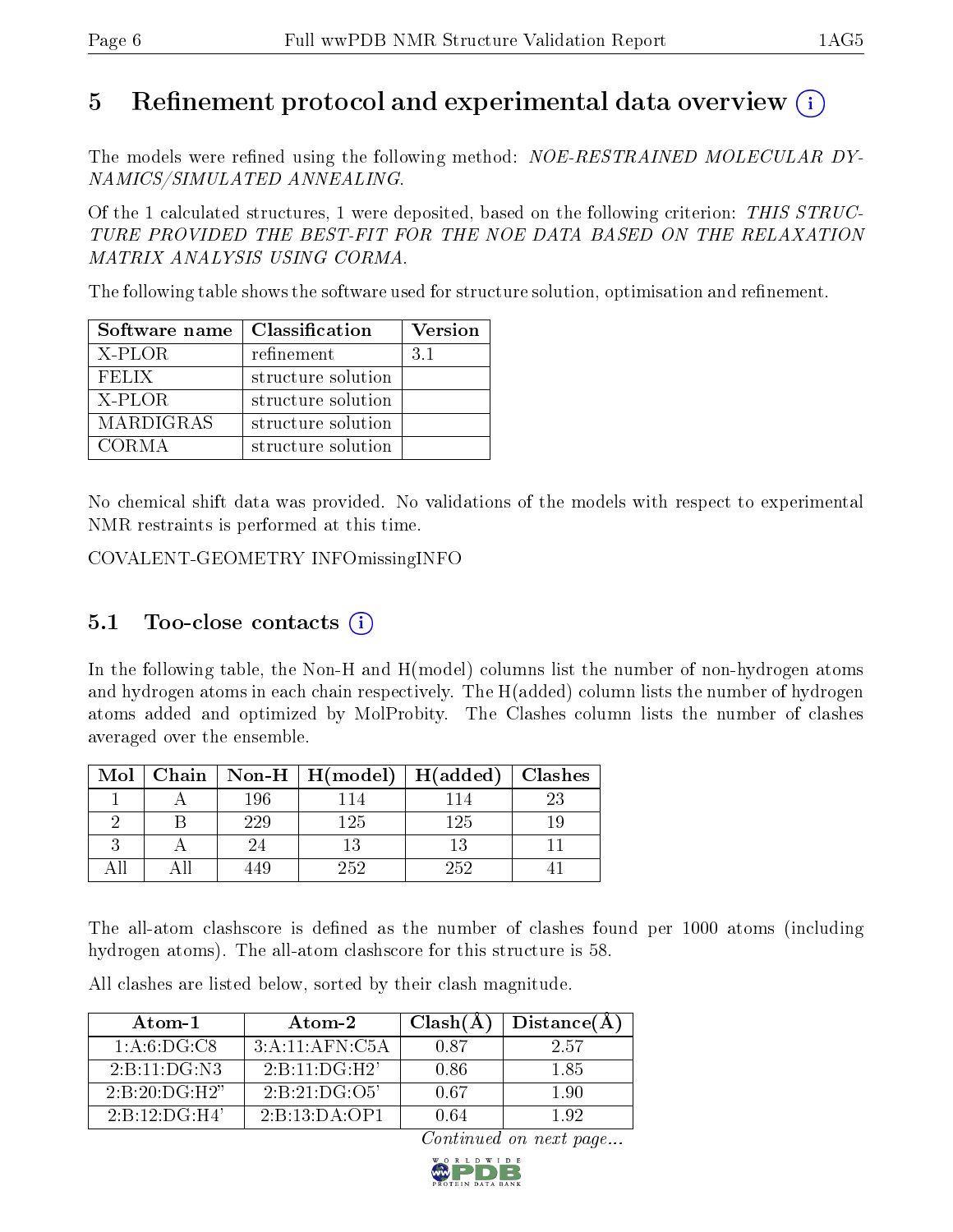# 5 Refinement protocol and experimental data overview

The models were refined using the following method: *NOE-RESTRAINED MOLECULAR DYNAMICS/SIMULATED ANNEALING*.

Of the 1 calculated structures, 1 were deposited, based on the following criterion: *THIS STRUCTURE PROVIDED THE BEST-FIT FOR THE NOE DATA BASED ON THE RELAXATION MATRIX ANALYSIS USING CORMA*.

The following table shows the software used for structure solution, optimisation and refinement.

| Software name | Classification | Version |
|---|---|---|
| X-PLOR | refinement | 3.1 |
| FELIX | structure solution | |
| X-PLOR | structure solution | |
| MARDIGRAS | structure solution | |
| CORMA | structure solution | |

No chemical shift data was provided. No validations of the models with respect to experimental NMR restraints is performed at this time.

COVALENT-GEOMETRY INFOmissingINFO

## 5.1 Too-close contacts

In the following table, the Non-H and H(model) columns list the number of non-hydrogen atoms and hydrogen atoms in each chain respectively. The H(added) column lists the number of hydrogen atoms added and optimized by MolProbity. The Clashes column lists the number of clashes averaged over the ensemble.

| Mol | Chain | Non-H | H(model) | H(added) | Clashes |
|---|---|---|---|---|---|
| 1 | A | 196 | 114 | 114 | 23 |
| 2 | B | 229 | 125 | 125 | 19 |
| 3 | A | 24 | 13 | 13 | 11 |
| All | All | 449 | 252 | 252 | 41 |

The all-atom clashscore is defined as the number of clashes found per 1000 atoms (including hydrogen atoms). The all-atom clashscore for this structure is 58.

All clashes are listed below, sorted by their clash magnitude.

| Atom-1 | Atom-2 | Clash(Å) | Distance(Å) |
|---|---|---|---|
| 1:A:6:DG:C8 | 3:A:11:AFN:C5A | 0.87 | 2.57 |
| 2:B:11:DG:N3 | 2:B:11:DG:H2' | 0.86 | 1.85 |
| 2:B:20:DG:H2" | 2:B:21:DG:O5' | 0.67 | 1.90 |
| 2:B:12:DG:H4' | 2:B:13:DA:OP1 | 0.64 | 1.92 |

*Continued on next page...*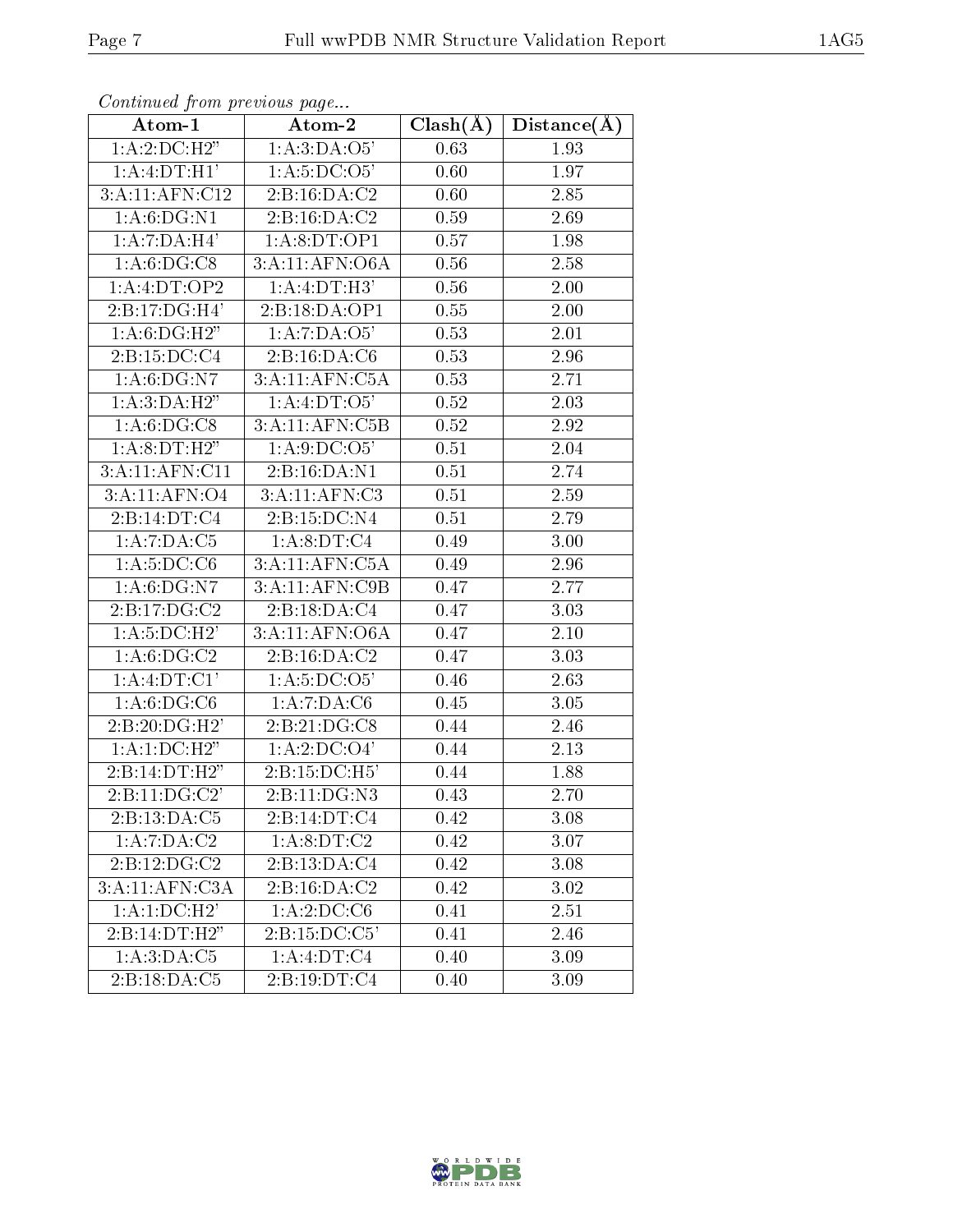*Continued from previous page...*

| Atom-1 | Atom-2 | Clash(Å) | Distance(Å) |
|---|---|---|---|
| 1:A:2:DC:H2" | 1:A:3:DA:O5' | 0.63 | 1.93 |
| 1:A:4:DT:H1' | 1:A:5:DC:O5' | 0.60 | 1.97 |
| 3:A:11:AFN:C12 | 2:B:16:DA:C2 | 0.60 | 2.85 |
| 1:A:6:DG:N1 | 2:B:16:DA:C2 | 0.59 | 2.69 |
| 1:A:7:DA:H4' | 1:A:8:DT:OP1 | 0.57 | 1.98 |
| 1:A:6:DG:C8 | 3:A:11:AFN:O6A | 0.56 | 2.58 |
| 1:A:4:DT:OP2 | 1:A:4:DT:H3' | 0.56 | 2.00 |
| 2:B:17:DG:H4' | 2:B:18:DA:OP1 | 0.55 | 2.00 |
| 1:A:6:DG:H2" | 1:A:7:DA:O5' | 0.53 | 2.01 |
| 2:B:15:DC:C4 | 2:B:16:DA:C6 | 0.53 | 2.96 |
| 1:A:6:DG:N7 | 3:A:11:AFN:C5A | 0.53 | 2.71 |
| 1:A:3:DA:H2" | 1:A:4:DT:O5' | 0.52 | 2.03 |
| 1:A:6:DG:C8 | 3:A:11:AFN:C5B | 0.52 | 2.92 |
| 1:A:8:DT:H2" | 1:A:9:DC:O5' | 0.51 | 2.04 |
| 3:A:11:AFN:C11 | 2:B:16:DA:N1 | 0.51 | 2.74 |
| 3:A:11:AFN:O4 | 3:A:11:AFN:C3 | 0.51 | 2.59 |
| 2:B:14:DT:C4 | 2:B:15:DC:N4 | 0.51 | 2.79 |
| 1:A:7:DA:C5 | 1:A:8:DT:C4 | 0.49 | 3.00 |
| 1:A:5:DC:C6 | 3:A:11:AFN:C5A | 0.49 | 2.96 |
| 1:A:6:DG:N7 | 3:A:11:AFN:C9B | 0.47 | 2.77 |
| 2:B:17:DG:C2 | 2:B:18:DA:C4 | 0.47 | 3.03 |
| 1:A:5:DC:H2' | 3:A:11:AFN:O6A | 0.47 | 2.10 |
| 1:A:6:DG:C2 | 2:B:16:DA:C2 | 0.47 | 3.03 |
| 1:A:4:DT:C1' | 1:A:5:DC:O5' | 0.46 | 2.63 |
| 1:A:6:DG:C6 | 1:A:7:DA:C6 | 0.45 | 3.05 |
| 2:B:20:DG:H2' | 2:B:21:DG:C8 | 0.44 | 2.46 |
| 1:A:1:DC:H2" | 1:A:2:DC:O4' | 0.44 | 2.13 |
| 2:B:14:DT:H2" | 2:B:15:DC:H5' | 0.44 | 1.88 |
| 2:B:11:DG:C2' | 2:B:11:DG:N3 | 0.43 | 2.70 |
| 2:B:13:DA:C5 | 2:B:14:DT:C4 | 0.42 | 3.08 |
| 1:A:7:DA:C2 | 1:A:8:DT:C2 | 0.42 | 3.07 |
| 2:B:12:DG:C2 | 2:B:13:DA:C4 | 0.42 | 3.08 |
| 3:A:11:AFN:C3A | 2:B:16:DA:C2 | 0.42 | 3.02 |
| 1:A:1:DC:H2' | 1:A:2:DC:C6 | 0.41 | 2.51 |
| 2:B:14:DT:H2" | 2:B:15:DC:C5' | 0.41 | 2.46 |
| 1:A:3:DA:C5 | 1:A:4:DT:C4 | 0.40 | 3.09 |
| 2:B:18:DA:C5 | 2:B:19:DT:C4 | 0.40 | 3.09 |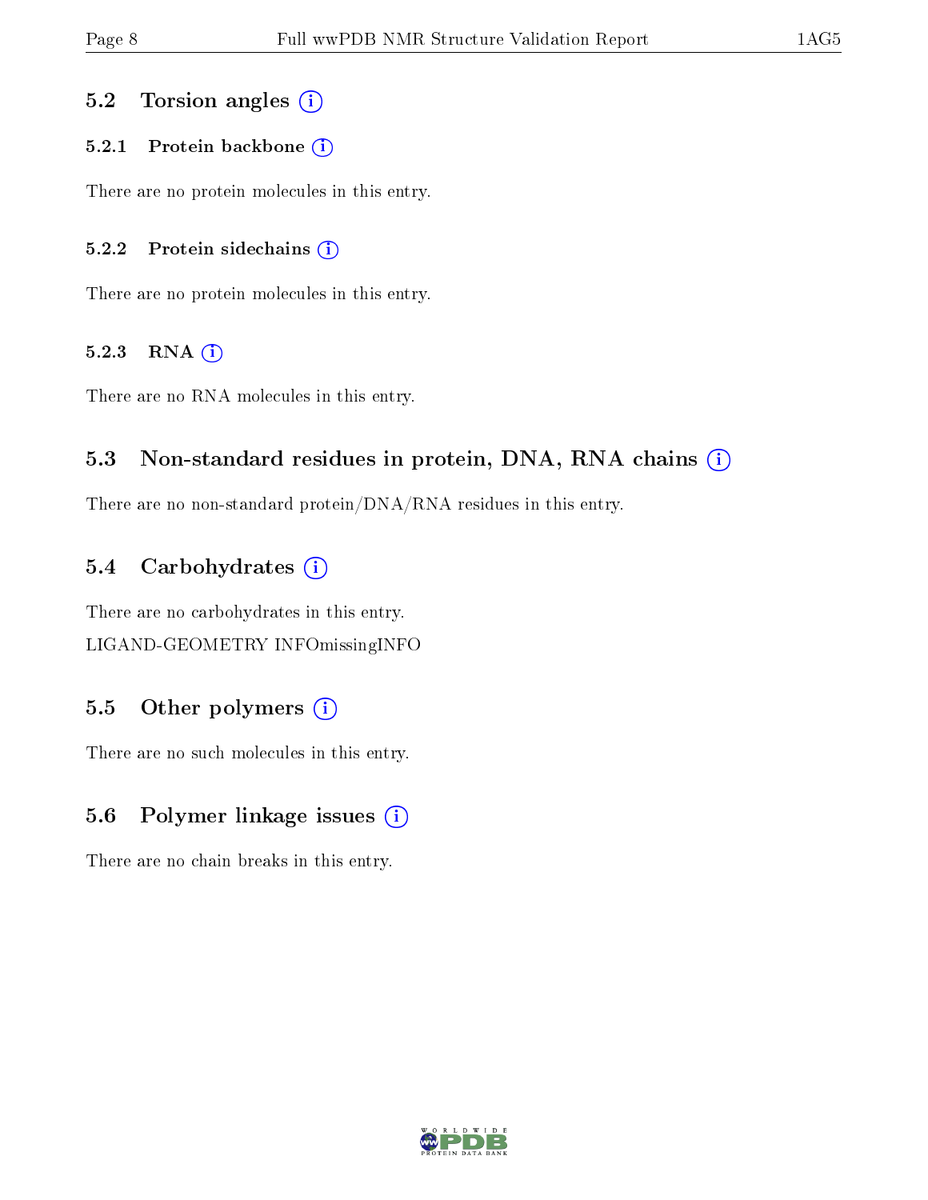## 5.2 Torsion angles (i)

### 5.2.1 Protein backbone (i)

There are no protein molecules in this entry.

### 5.2.2 Protein sidechains (i)

There are no protein molecules in this entry.

### 5.2.3 RNA (i)

There are no RNA molecules in this entry.

## 5.3 Non-standard residues in protein, DNA, RNA chains (i)

There are no non-standard protein/DNA/RNA residues in this entry.

## 5.4 Carbohydrates (i)

There are no carbohydrates in this entry.

LIGAND-GEOMETRY INFOmissingINFO

## 5.5 Other polymers (i)

There are no such molecules in this entry.

## 5.6 Polymer linkage issues (i)

There are no chain breaks in this entry.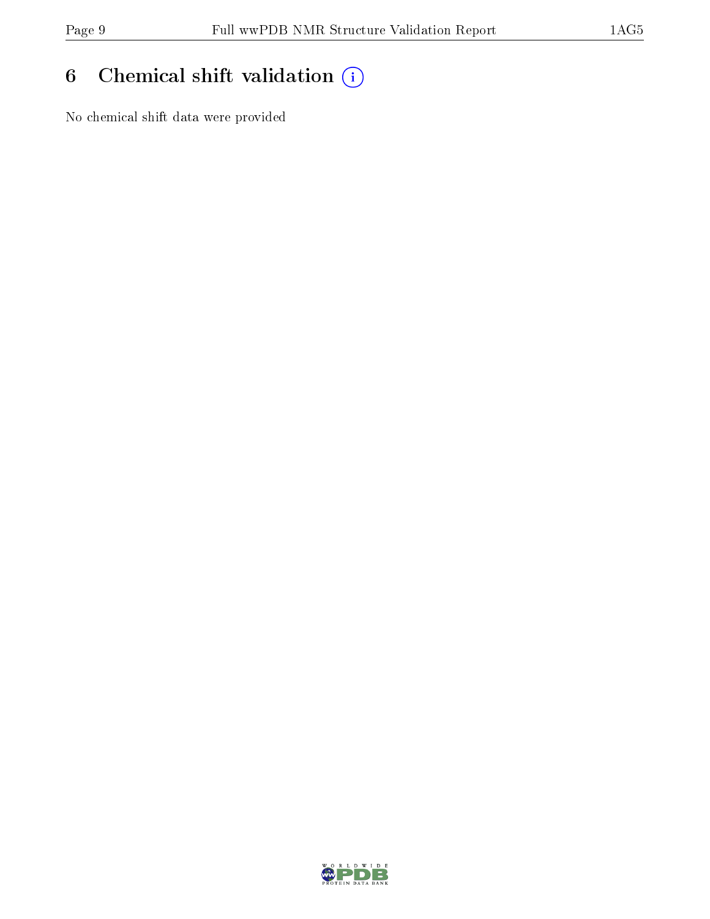# 6 Chemical shift validation

No chemical shift data were provided